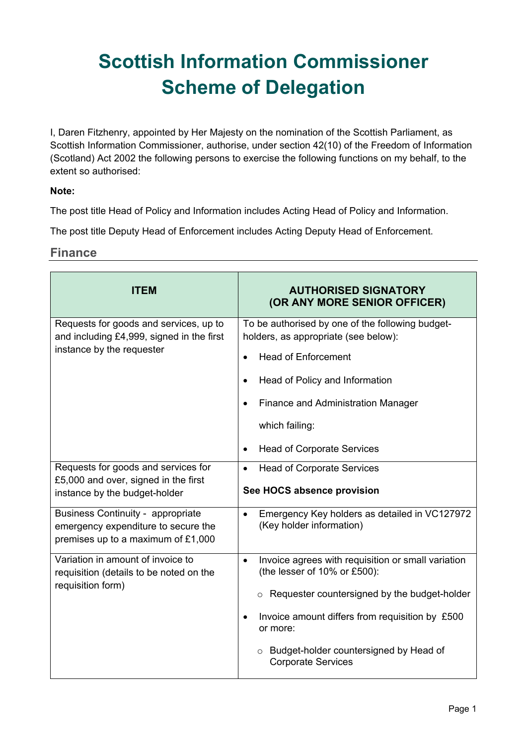# Scottish Information Commissioner Scheme of Delegation

I, Daren Fitzhenry, appointed by Her Majesty on the nomination of the Scottish Parliament, as Scottish Information Commissioner, authorise, under section 42(10) of the Freedom of Information (Scotland) Act 2002 the following persons to exercise the following functions on my behalf, to the extent so authorised:

**Note:**

The post title Head of Policy and Information includes Acting Head of Policy and Information.

The post title Deputy Head of Enforcement includes Acting Deputy Head of Enforcement.

## Finance

| ITEM | AUTHORISED SIGNATORY (OR ANY MORE SENIOR OFFICER) |
|---|---|
| Requests for goods and services, up to and including £4,999, signed in the first instance by the requester | To be authorised by one of the following budget-holders, as appropriate (see below): <br> • Head of Enforcement <br> • Head of Policy and Information <br> • Finance and Administration Manager <br> which failing: <br> • Head of Corporate Services |
| Requests for goods and services for £5,000 and over, signed in the first instance by the budget-holder | • Head of Corporate Services <br> **See HOCS absence provision** |
| Business Continuity - appropriate emergency expenditure to secure the premises up to a maximum of £1,000 | • Emergency Key holders as detailed in VC127972 (Key holder information) |
| Variation in amount of invoice to requisition (details to be noted on the requisition form) | • Invoice agrees with requisition or small variation (the lesser of 10% or £500): <br> ○ Requester countersigned by the budget-holder <br> • Invoice amount differs from requisition by £500 or more: <br> ○ Budget-holder countersigned by Head of Corporate Services |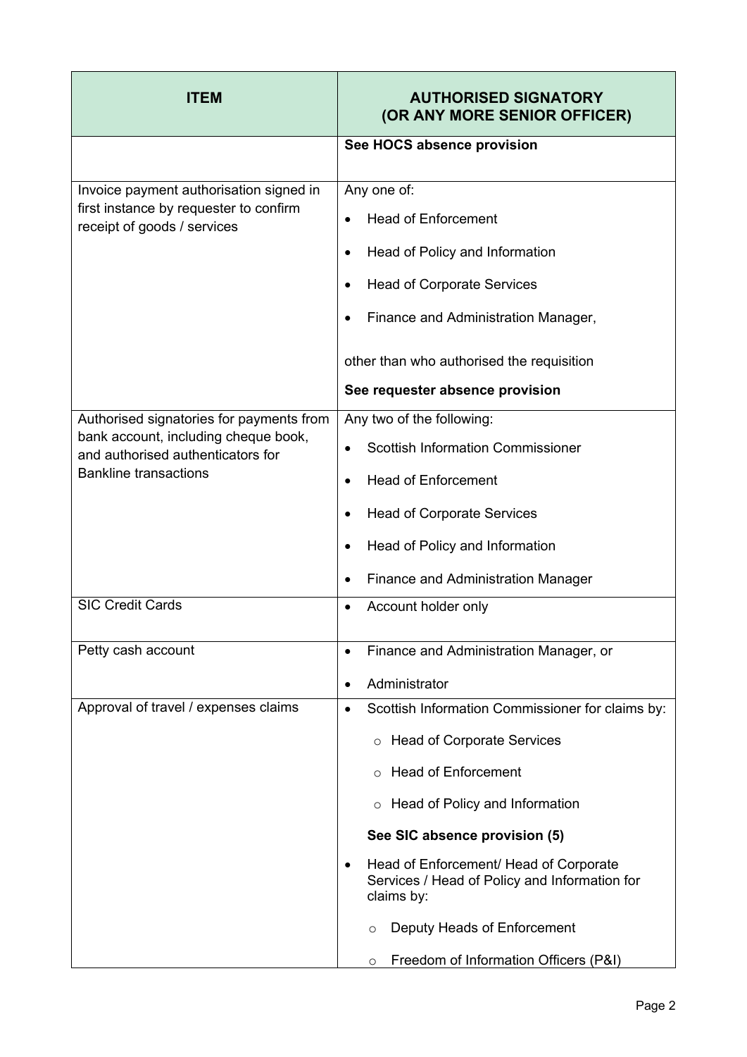| ITEM | AUTHORISED SIGNATORY (OR ANY MORE SENIOR OFFICER) |
|---|---|
| | **See HOCS absence provision** |
| Invoice payment authorisation signed in first instance by requester to confirm receipt of goods / services | Any one of:<br>• Head of Enforcement<br>• Head of Policy and Information<br>• Head of Corporate Services<br>• Finance and Administration Manager,<br><br>other than who authorised the requisition<br>**See requester absence provision** |
| Authorised signatories for payments from bank account, including cheque book, and authorised authenticators for Bankline transactions | Any two of the following:<br>• Scottish Information Commissioner<br>• Head of Enforcement<br>• Head of Corporate Services<br>• Head of Policy and Information<br>• Finance and Administration Manager |
| SIC Credit Cards | • Account holder only |
| Petty cash account | • Finance and Administration Manager, or<br>• Administrator |
| Approval of travel / expenses claims | • Scottish Information Commissioner for claims by:<br>  ○ Head of Corporate Services<br>  ○ Head of Enforcement<br>  ○ Head of Policy and Information<br>**See SIC absence provision (5)**<br>• Head of Enforcement/ Head of Corporate Services / Head of Policy and Information for claims by:<br>  ○ Deputy Heads of Enforcement<br>  ○ Freedom of Information Officers (P&I) |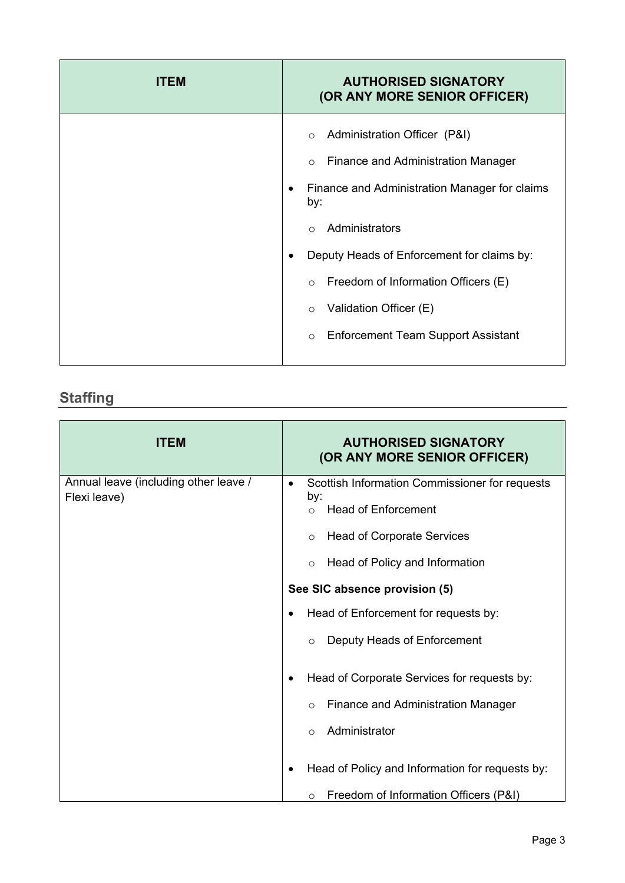| ITEM | AUTHORISED SIGNATORY (OR ANY MORE SENIOR OFFICER) |
| --- | --- |
| | ○ Administration Officer (P&I)<br>○ Finance and Administration Manager<br>• Finance and Administration Manager for claims by:<br>○ Administrators<br>• Deputy Heads of Enforcement for claims by:<br>○ Freedom of Information Officers (E)<br>○ Validation Officer (E)<br>○ Enforcement Team Support Assistant |

## Staffing

| ITEM | AUTHORISED SIGNATORY (OR ANY MORE SENIOR OFFICER) |
| --- | --- |
| Annual leave (including other leave / Flexi leave) | • Scottish Information Commissioner for requests by:<br>○ Head of Enforcement<br>○ Head of Corporate Services<br>○ Head of Policy and Information<br>**See SIC absence provision (5)**<br>• Head of Enforcement for requests by:<br>○ Deputy Heads of Enforcement<br>• Head of Corporate Services for requests by:<br>○ Finance and Administration Manager<br>○ Administrator<br>• Head of Policy and Information for requests by:<br>○ Freedom of Information Officers (P&I) |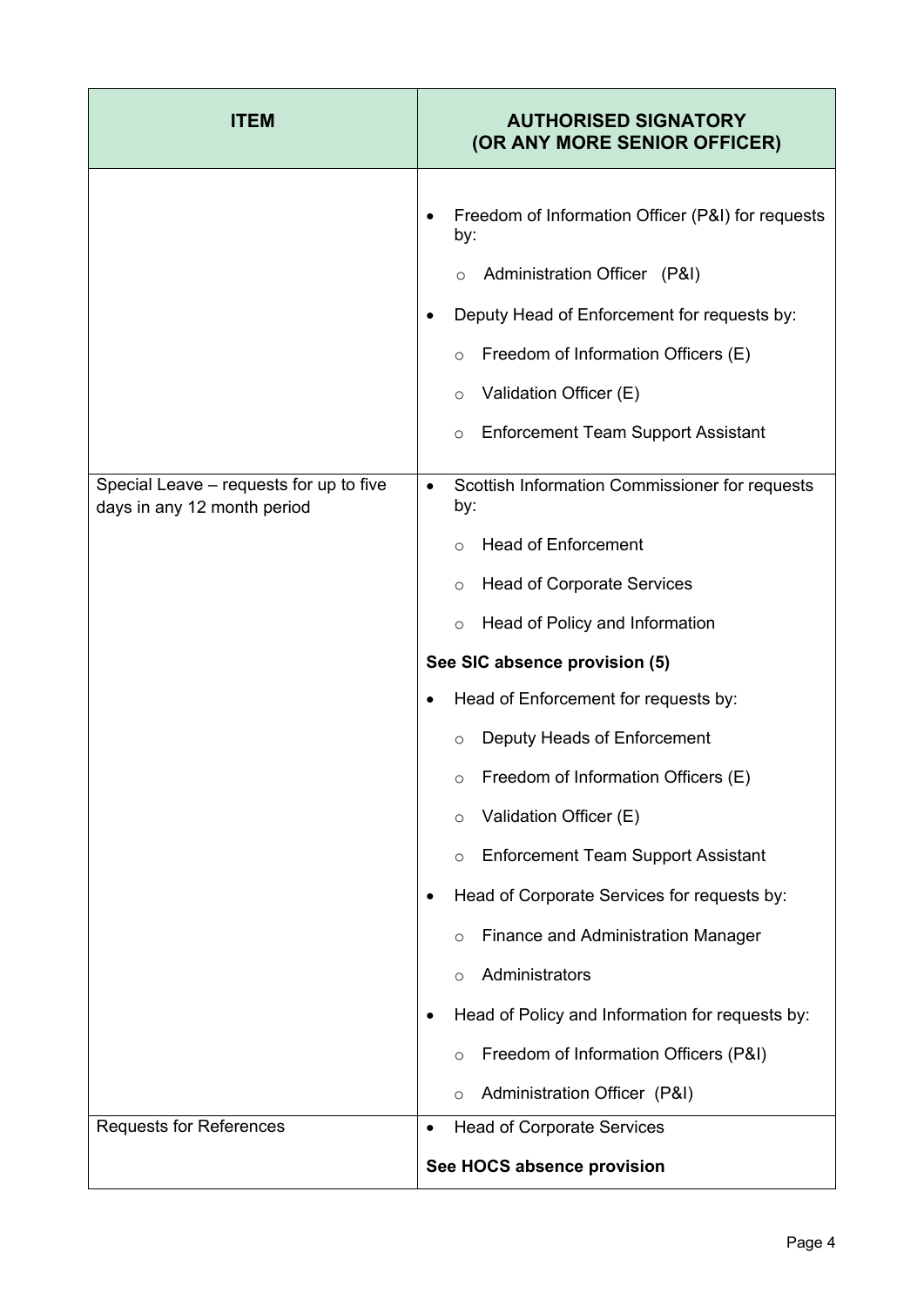| ITEM | AUTHORISED SIGNATORY (OR ANY MORE SENIOR OFFICER) |
| --- | --- |
| | • Freedom of Information Officer (P&I) for requests by:<br>  ○ Administration Officer (P&I)<br>• Deputy Head of Enforcement for requests by:<br>  ○ Freedom of Information Officers (E)<br>  ○ Validation Officer (E)<br>  ○ Enforcement Team Support Assistant |
| Special Leave – requests for up to five days in any 12 month period | • Scottish Information Commissioner for requests by:<br>  ○ Head of Enforcement<br>  ○ Head of Corporate Services<br>  ○ Head of Policy and Information<br>**See SIC absence provision (5)**<br>• Head of Enforcement for requests by:<br>  ○ Deputy Heads of Enforcement<br>  ○ Freedom of Information Officers (E)<br>  ○ Validation Officer (E)<br>  ○ Enforcement Team Support Assistant<br>• Head of Corporate Services for requests by:<br>  ○ Finance and Administration Manager<br>  ○ Administrators<br>• Head of Policy and Information for requests by:<br>  ○ Freedom of Information Officers (P&I)<br>  ○ Administration Officer (P&I) |
| Requests for References | • Head of Corporate Services<br>**See HOCS absence provision** |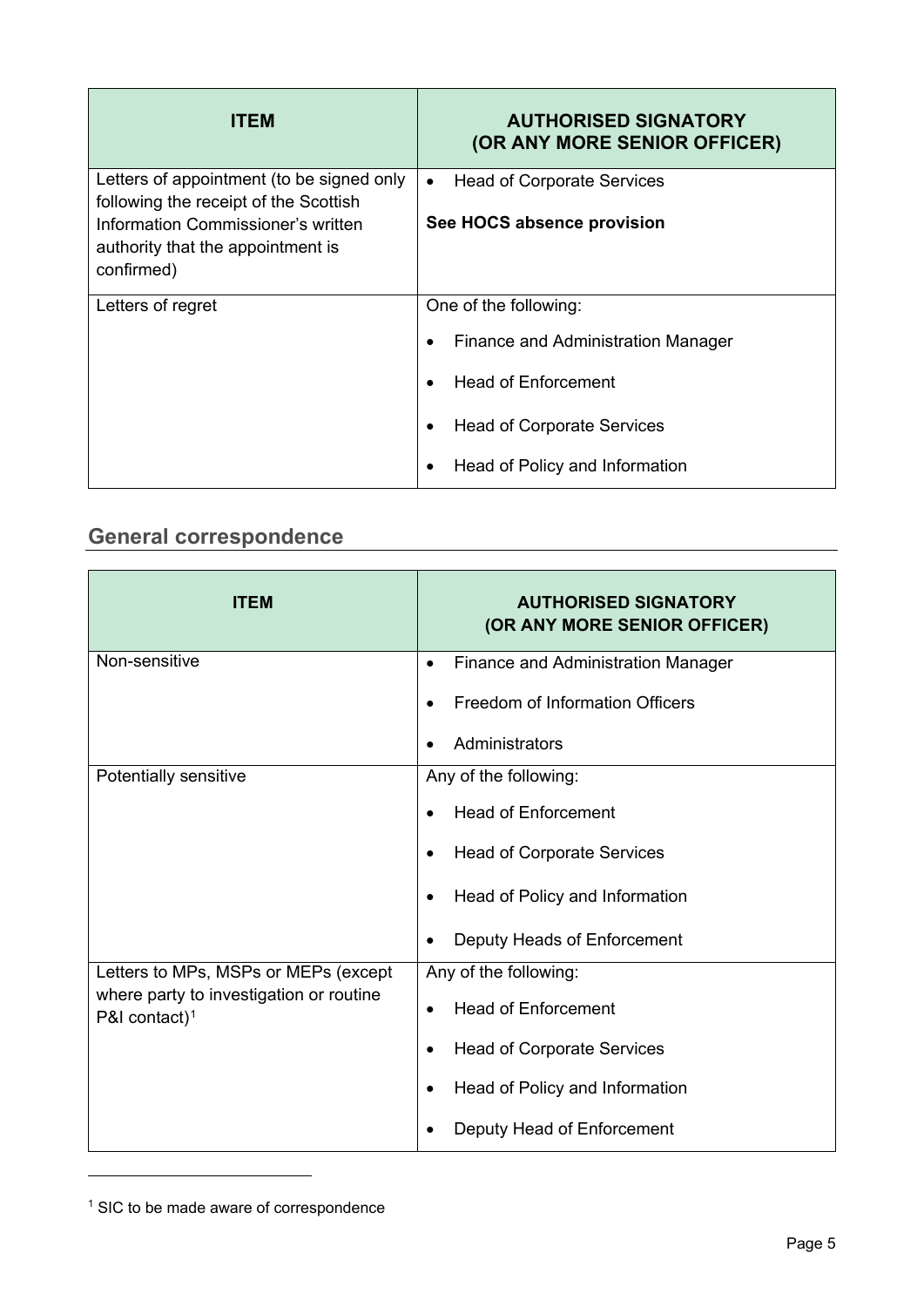| ITEM | AUTHORISED SIGNATORY (OR ANY MORE SENIOR OFFICER) |
|---|---|
| Letters of appointment (to be signed only following the receipt of the Scottish Information Commissioner's written authority that the appointment is confirmed) | • Head of Corporate Services<br><br>**See HOCS absence provision** |
| Letters of regret | One of the following:<br>• Finance and Administration Manager<br>• Head of Enforcement<br>• Head of Corporate Services<br>• Head of Policy and Information |

## General correspondence

| ITEM | AUTHORISED SIGNATORY (OR ANY MORE SENIOR OFFICER) |
|---|---|
| Non-sensitive | • Finance and Administration Manager<br>• Freedom of Information Officers<br>• Administrators |
| Potentially sensitive | Any of the following:<br>• Head of Enforcement<br>• Head of Corporate Services<br>• Head of Policy and Information<br>• Deputy Heads of Enforcement |
| Letters to MPs, MSPs or MEPs (except where party to investigation or routine P&I contact)[1] | Any of the following:<br>• Head of Enforcement<br>• Head of Corporate Services<br>• Head of Policy and Information<br>• Deputy Head of Enforcement |

[1] SIC to be made aware of correspondence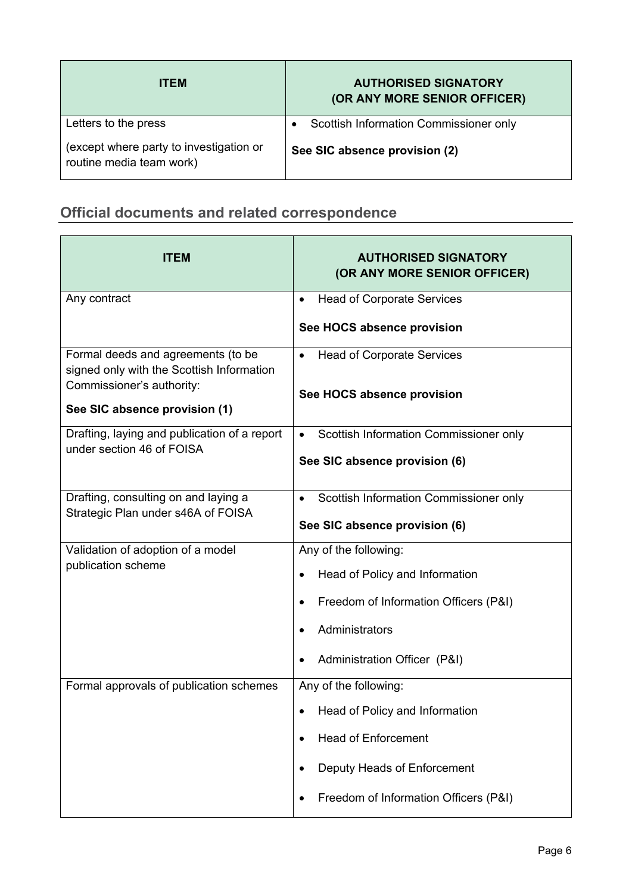| ITEM | AUTHORISED SIGNATORY (OR ANY MORE SENIOR OFFICER) |
|---|---|
| Letters to the press<br><br>(except where party to investigation or routine media team work) | • Scottish Information Commissioner only<br><br>**See SIC absence provision (2)** |

## Official documents and related correspondence

| ITEM | AUTHORISED SIGNATORY (OR ANY MORE SENIOR OFFICER) |
|---|---|
| Any contract | • Head of Corporate Services<br><br>**See HOCS absence provision** |
| Formal deeds and agreements (to be signed only with the Scottish Information Commissioner's authority:<br><br>**See SIC absence provision (1)** | • Head of Corporate Services<br><br>**See HOCS absence provision** |
| Drafting, laying and publication of a report under section 46 of FOISA | • Scottish Information Commissioner only<br><br>**See SIC absence provision (6)** |
| Drafting, consulting on and laying a Strategic Plan under s46A of FOISA | • Scottish Information Commissioner only<br><br>**See SIC absence provision (6)** |
| Validation of adoption of a model publication scheme | Any of the following:<br><br>• Head of Policy and Information<br>• Freedom of Information Officers (P&I)<br>• Administrators<br>• Administration Officer (P&I) |
| Formal approvals of publication schemes | Any of the following:<br><br>• Head of Policy and Information<br>• Head of Enforcement<br>• Deputy Heads of Enforcement<br>• Freedom of Information Officers (P&I) |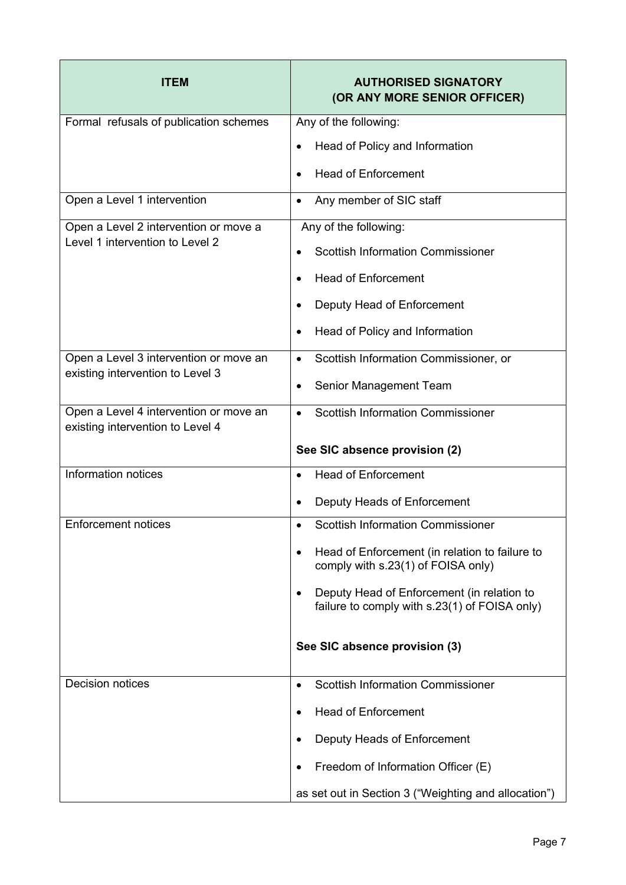| ITEM | AUTHORISED SIGNATORY (OR ANY MORE SENIOR OFFICER) |
|---|---|
| Formal refusals of publication schemes | Any of the following:<br>• Head of Policy and Information<br>• Head of Enforcement |
| Open a Level 1 intervention | • Any member of SIC staff |
| Open a Level 2 intervention or move a Level 1 intervention to Level 2 | Any of the following:<br>• Scottish Information Commissioner<br>• Head of Enforcement<br>• Deputy Head of Enforcement<br>• Head of Policy and Information |
| Open a Level 3 intervention or move an existing intervention to Level 3 | • Scottish Information Commissioner, or<br>• Senior Management Team |
| Open a Level 4 intervention or move an existing intervention to Level 4 | • Scottish Information Commissioner<br><br>**See SIC absence provision (2)** |
| Information notices | • Head of Enforcement<br>• Deputy Heads of Enforcement |
| Enforcement notices | • Scottish Information Commissioner<br>• Head of Enforcement (in relation to failure to comply with s.23(1) of FOISA only)<br>• Deputy Head of Enforcement (in relation to failure to comply with s.23(1) of FOISA only)<br><br>**See SIC absence provision (3)** |
| Decision notices | • Scottish Information Commissioner<br>• Head of Enforcement<br>• Deputy Heads of Enforcement<br>• Freedom of Information Officer (E)<br><br>as set out in Section 3 ("Weighting and allocation") |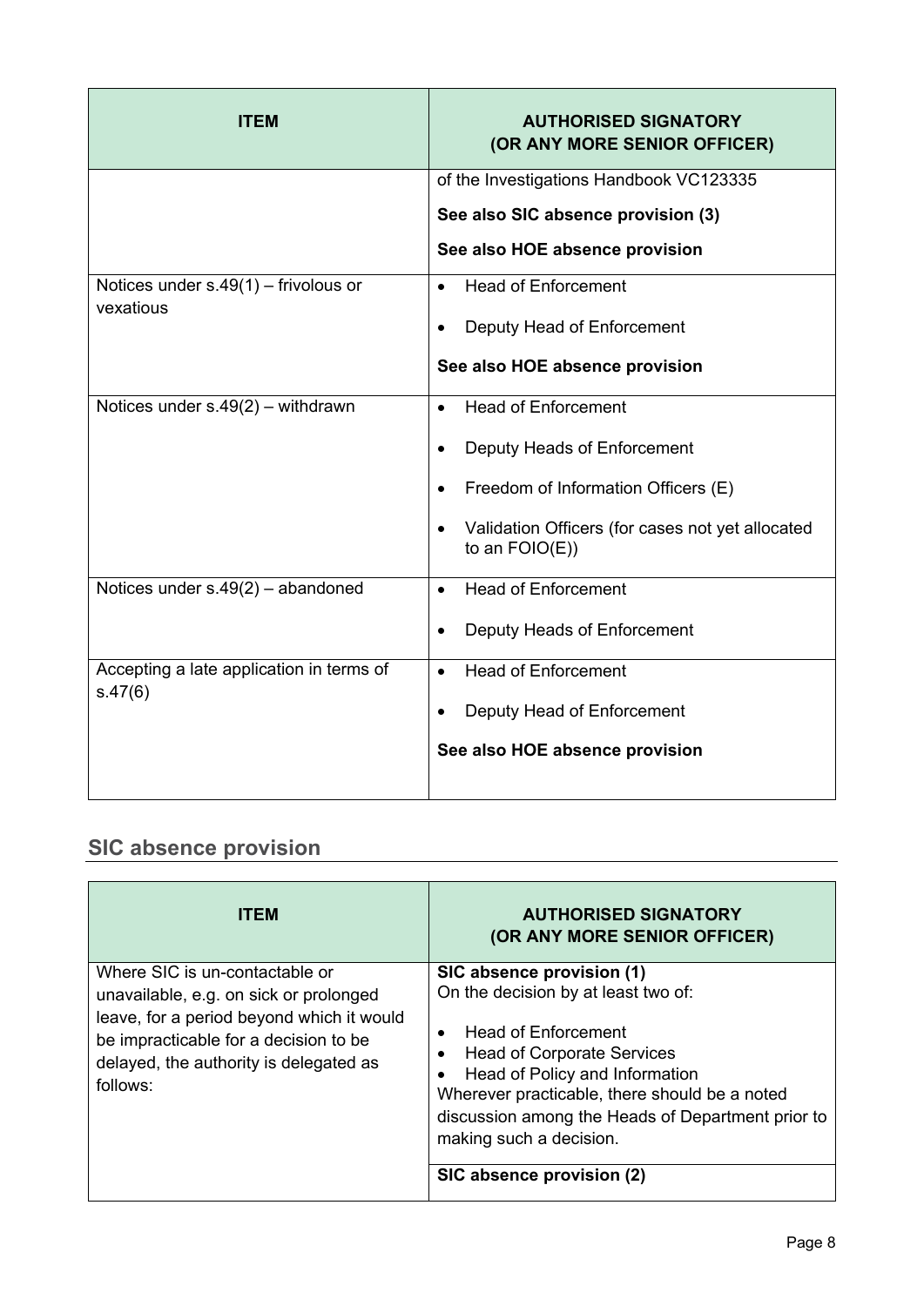| ITEM | AUTHORISED SIGNATORY (OR ANY MORE SENIOR OFFICER) |
|---|---|
| | of the Investigations Handbook VC123335<br><br>**See also SIC absence provision (3)**<br><br>**See also HOE absence provision** |
| Notices under s.49(1) – frivolous or vexatious | • Head of Enforcement<br>• Deputy Head of Enforcement<br><br>**See also HOE absence provision** |
| Notices under s.49(2) – withdrawn | • Head of Enforcement<br>• Deputy Heads of Enforcement<br>• Freedom of Information Officers (E)<br>• Validation Officers (for cases not yet allocated to an FOIO(E)) |
| Notices under s.49(2) – abandoned | • Head of Enforcement<br>• Deputy Heads of Enforcement |
| Accepting a late application in terms of s.47(6) | • Head of Enforcement<br>• Deputy Head of Enforcement<br><br>**See also HOE absence provision** |

## SIC absence provision

| ITEM | AUTHORISED SIGNATORY (OR ANY MORE SENIOR OFFICER) |
|---|---|
| Where SIC is un-contactable or unavailable, e.g. on sick or prolonged leave, for a period beyond which it would be impracticable for a decision to be delayed, the authority is delegated as follows: | **SIC absence provision (1)**<br>On the decision by at least two of:<br>• Head of Enforcement<br>• Head of Corporate Services<br>• Head of Policy and Information<br>Wherever practicable, there should be a noted discussion among the Heads of Department prior to making such a decision. |
| | **SIC absence provision (2)** |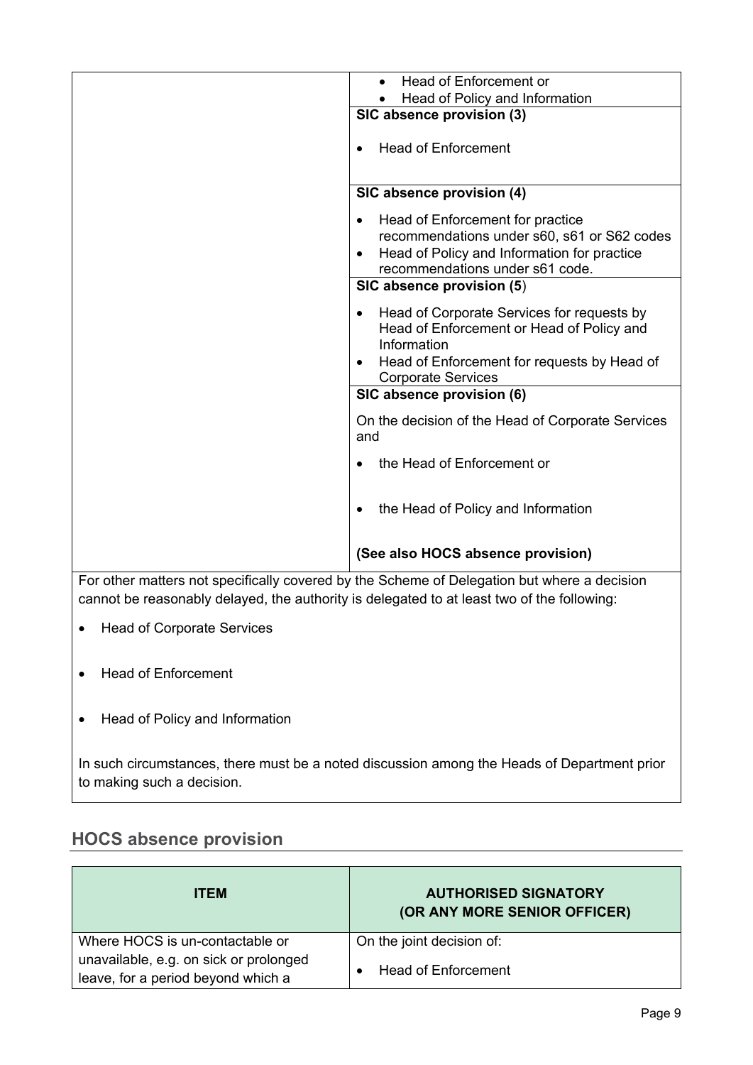| | |
|---|---|
| | • Head of Enforcement or<br>• Head of Policy and Information |
| | **SIC absence provision (3)**<br><br>• Head of Enforcement |
| | **SIC absence provision (4)**<br><br>• Head of Enforcement for practice recommendations under s60, s61 or S62 codes<br>• Head of Policy and Information for practice recommendations under s61 code. |
| | **SIC absence provision (5**)<br><br>• Head of Corporate Services for requests by Head of Enforcement or Head of Policy and Information<br>• Head of Enforcement for requests by Head of Corporate Services |
| | **SIC absence provision (6)**<br><br>On the decision of the Head of Corporate Services and<br><br>• the Head of Enforcement or<br><br>• the Head of Policy and Information<br><br>**(See also HOCS absence provision)** |

For other matters not specifically covered by the Scheme of Delegation but where a decision cannot be reasonably delayed, the authority is delegated to at least two of the following:

- Head of Corporate Services
- Head of Enforcement
- Head of Policy and Information

In such circumstances, there must be a noted discussion among the Heads of Department prior to making such a decision.

## HOCS absence provision

| ITEM | AUTHORISED SIGNATORY (OR ANY MORE SENIOR OFFICER) |
|---|---|
| Where HOCS is un-contactable or unavailable, e.g. on sick or prolonged leave, for a period beyond which a | On the joint decision of:<br><br>• Head of Enforcement |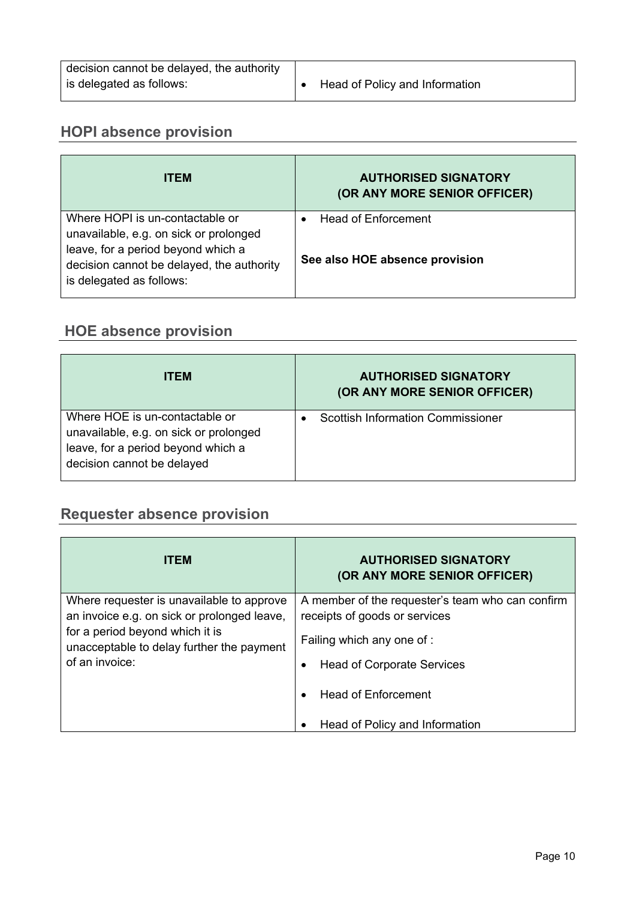| | |
|---|---|
| decision cannot be delayed, the authority is delegated as follows: | • Head of Policy and Information |

## HOPI absence provision

| ITEM | AUTHORISED SIGNATORY (OR ANY MORE SENIOR OFFICER) |
|---|---|
| Where HOPI is un-contactable or unavailable, e.g. on sick or prolonged leave, for a period beyond which a decision cannot be delayed, the authority is delegated as follows: | • Head of Enforcement<br><br>**See also HOE absence provision** |

## HOE absence provision

| ITEM | AUTHORISED SIGNATORY (OR ANY MORE SENIOR OFFICER) |
|---|---|
| Where HOE is un-contactable or unavailable, e.g. on sick or prolonged leave, for a period beyond which a decision cannot be delayed | • Scottish Information Commissioner |

## Requester absence provision

| ITEM | AUTHORISED SIGNATORY (OR ANY MORE SENIOR OFFICER) |
|---|---|
| Where requester is unavailable to approve an invoice e.g. on sick or prolonged leave, for a period beyond which it is unacceptable to delay further the payment of an invoice: | A member of the requester's team who can confirm receipts of goods or services<br><br>Failing which any one of :<br><br>• Head of Corporate Services<br>• Head of Enforcement<br>• Head of Policy and Information |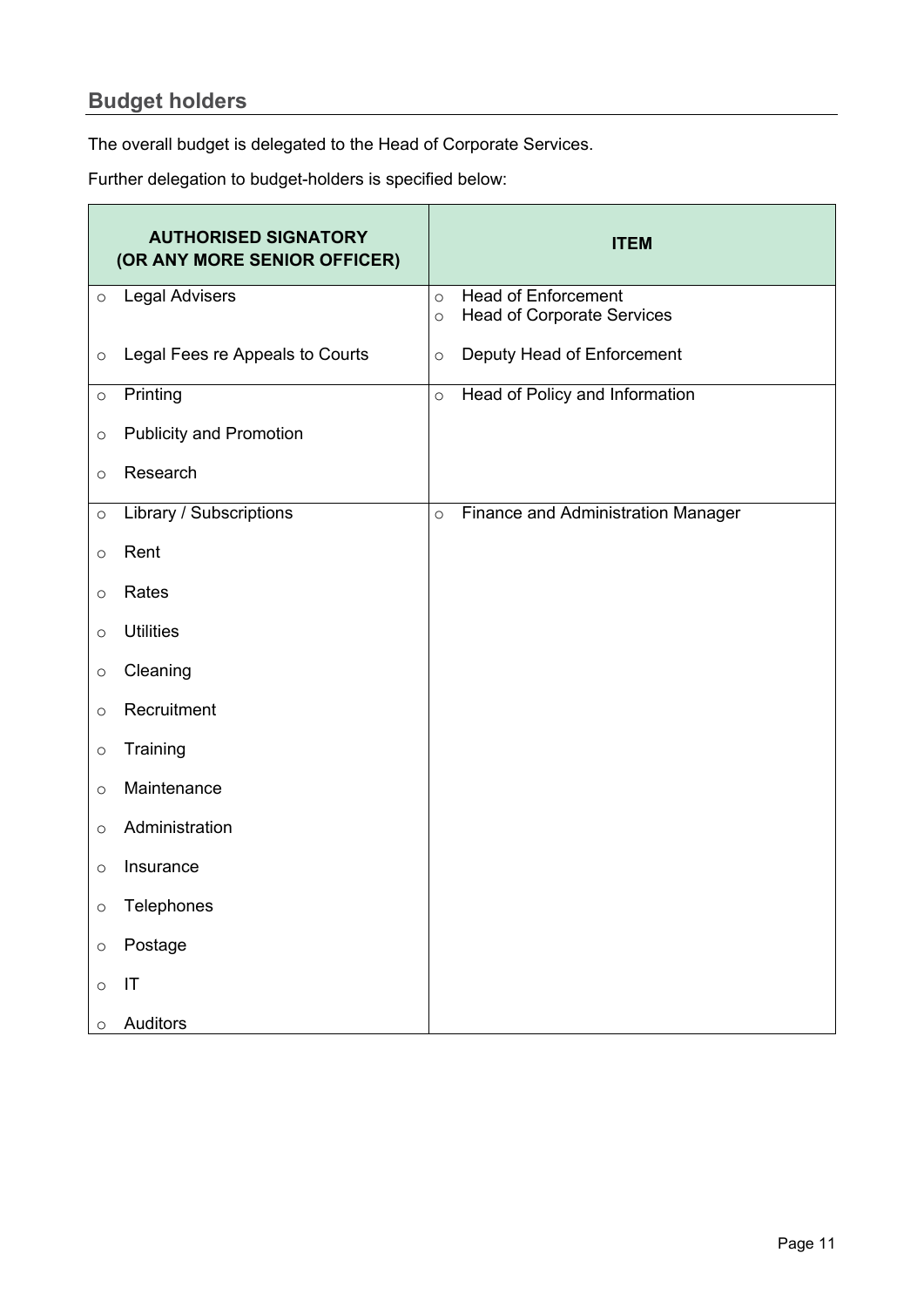## Budget holders

The overall budget is delegated to the Head of Corporate Services.

Further delegation to budget-holders is specified below:

| AUTHORISED SIGNATORY (OR ANY MORE SENIOR OFFICER) | ITEM |
|---|---|
| ○ Legal Advisers<br><br>○ Legal Fees re Appeals to Courts | ○ Head of Enforcement<br>○ Head of Corporate Services<br><br>○ Deputy Head of Enforcement |
| ○ Printing<br>○ Publicity and Promotion<br>○ Research | ○ Head of Policy and Information |
| ○ Library / Subscriptions<br>○ Rent<br>○ Rates<br>○ Utilities<br>○ Cleaning<br>○ Recruitment<br>○ Training<br>○ Maintenance<br>○ Administration<br>○ Insurance<br>○ Telephones<br>○ Postage<br>○ IT<br>○ Auditors | ○ Finance and Administration Manager |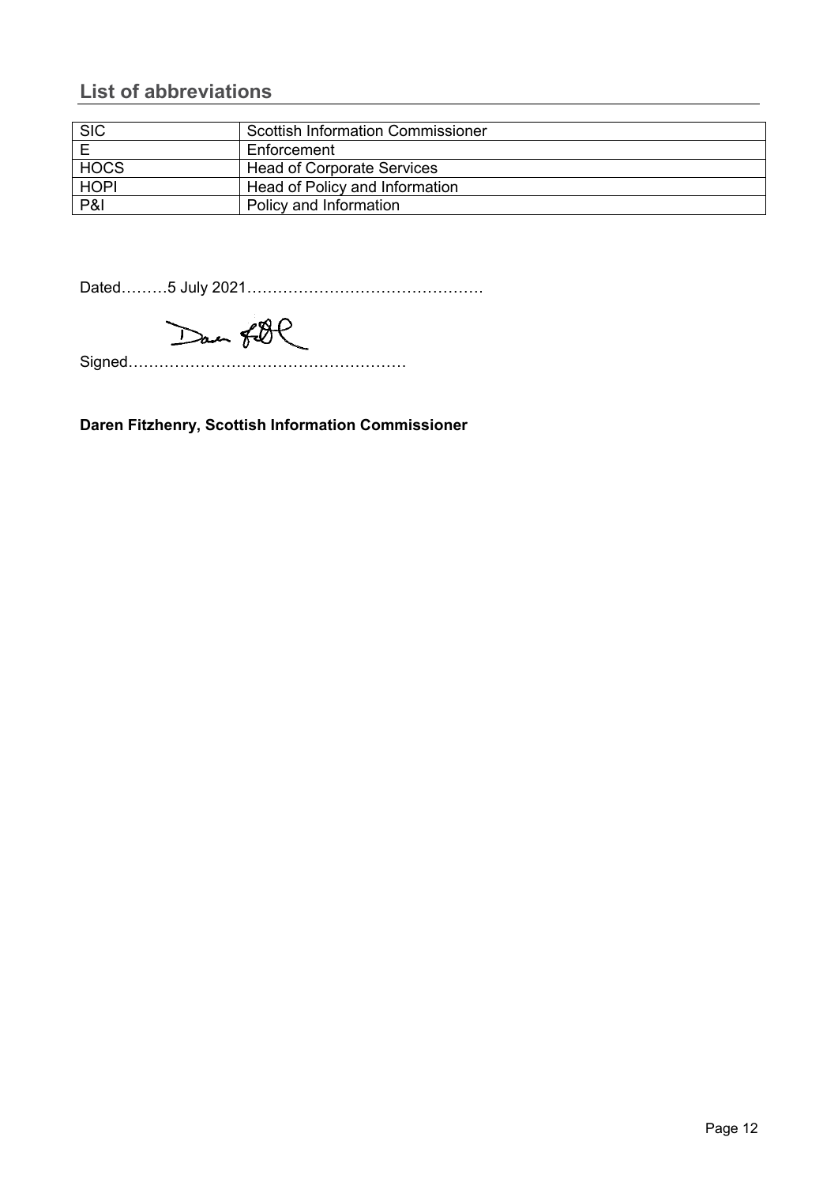## List of abbreviations

| | |
|---|---|
| SIC | Scottish Information Commissioner |
| E | Enforcement |
| HOCS | Head of Corporate Services |
| HOPI | Head of Policy and Information |
| P&I | Policy and Information |

Dated………5 July 2021……………………………………….

Signed………………………………………………

**Daren Fitzhenry, Scottish Information Commissioner**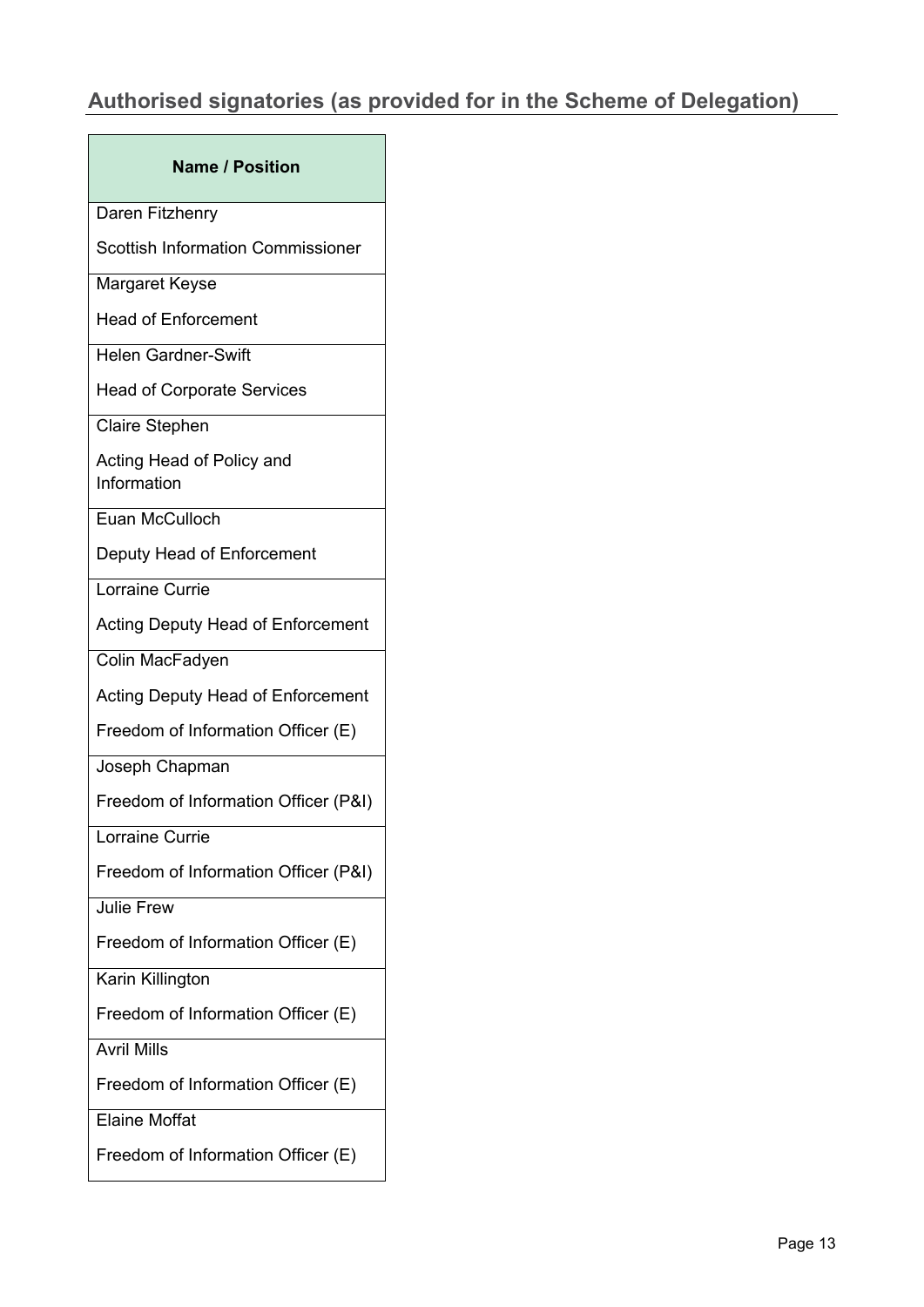## Authorised signatories (as provided for in the Scheme of Delegation)

| Name / Position |
|---|
| Daren Fitzhenry<br>Scottish Information Commissioner |
| Margaret Keyse<br>Head of Enforcement |
| Helen Gardner-Swift<br>Head of Corporate Services |
| Claire Stephen<br>Acting Head of Policy and Information |
| Euan McCulloch<br>Deputy Head of Enforcement |
| Lorraine Currie<br>Acting Deputy Head of Enforcement |
| Colin MacFadyen<br>Acting Deputy Head of Enforcement<br>Freedom of Information Officer (E) |
| Joseph Chapman<br>Freedom of Information Officer (P&I) |
| Lorraine Currie<br>Freedom of Information Officer (P&I) |
| Julie Frew<br>Freedom of Information Officer (E) |
| Karin Killington<br>Freedom of Information Officer (E) |
| Avril Mills<br>Freedom of Information Officer (E) |
| Elaine Moffat<br>Freedom of Information Officer (E) |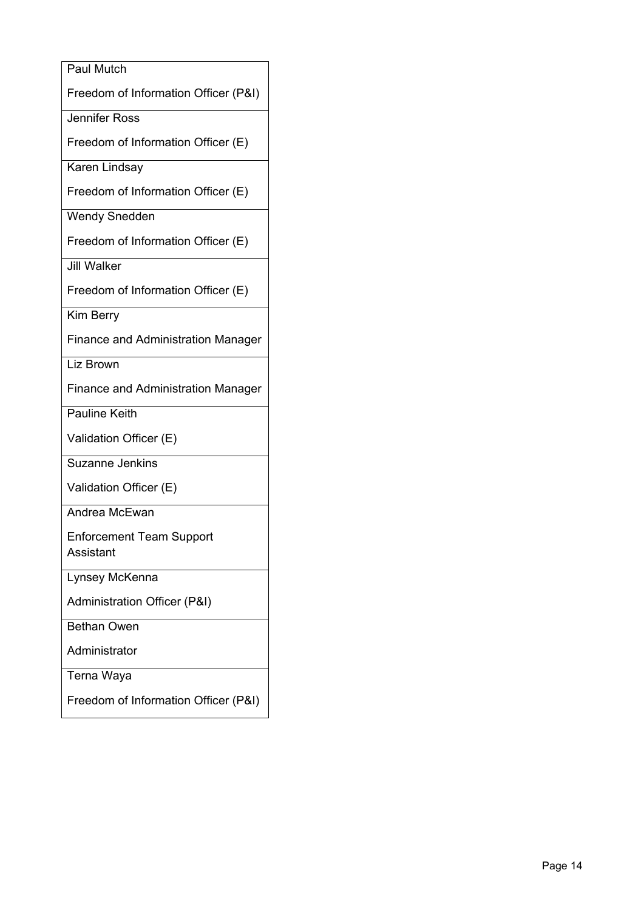| |
|---|
| Paul Mutch<br>Freedom of Information Officer (P&I) |
| Jennifer Ross<br>Freedom of Information Officer (E) |
| Karen Lindsay<br>Freedom of Information Officer (E) |
| Wendy Snedden<br>Freedom of Information Officer (E) |
| Jill Walker<br>Freedom of Information Officer (E) |
| Kim Berry<br>Finance and Administration Manager |
| Liz Brown<br>Finance and Administration Manager |
| Pauline Keith<br>Validation Officer (E) |
| Suzanne Jenkins<br>Validation Officer (E) |
| Andrea McEwan<br>Enforcement Team Support Assistant |
| Lynsey McKenna<br>Administration Officer (P&I) |
| Bethan Owen<br>Administrator |
| Terna Waya<br>Freedom of Information Officer (P&I) |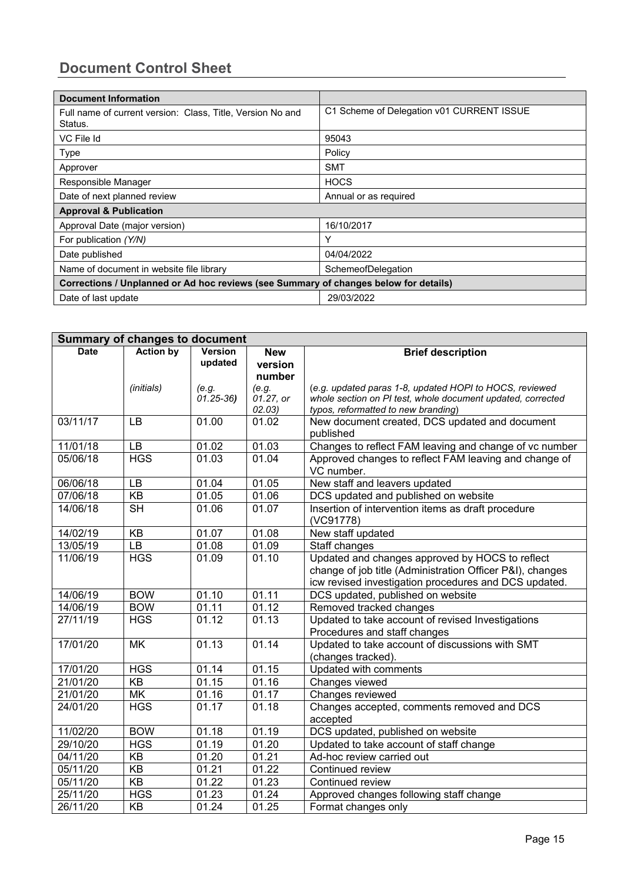## Document Control Sheet

| Document Information | |
|---|---|
| Full name of current version: Class, Title, Version No and Status. | C1 Scheme of Delegation v01 CURRENT ISSUE |
| VC File Id | 95043 |
| Type | Policy |
| Approver | SMT |
| Responsible Manager | HOCS |
| Date of next planned review | Annual or as required |
| **Approval & Publication** | |
| Approval Date (major version) | 16/10/2017 |
| For publication *(Y/N)* | Y |
| Date published | 04/04/2022 |
| Name of document in website file library | SchemeofDelegation |
| **Corrections / Unplanned or Ad hoc reviews (see Summary of changes below for details)** | |
| Date of last update | 29/03/2022 |

| Summary of changes to document | | | | |
|---|---|---|---|---|
| **Date** | **Action by** | **Version updated** | **New version number** | **Brief description** |
| | *(initials)* | *(e.g. 01.25-36)* | *(e.g. 01.27, or 02.03)* | (*e.g. updated paras 1-8, updated HOPI to HOCS, reviewed whole section on PI test, whole document updated, corrected typos, reformatted to new branding*) |
| 03/11/17 | LB | 01.00 | 01.02 | New document created, DCS updated and document published |
| 11/01/18 | LB | 01.02 | 01.03 | Changes to reflect FAM leaving and change of vc number |
| 05/06/18 | HGS | 01.03 | 01.04 | Approved changes to reflect FAM leaving and change of VC number. |
| 06/06/18 | LB | 01.04 | 01.05 | New staff and leavers updated |
| 07/06/18 | KB | 01.05 | 01.06 | DCS updated and published on website |
| 14/06/18 | SH | 01.06 | 01.07 | Insertion of intervention items as draft procedure (VC91778) |
| 14/02/19 | KB | 01.07 | 01.08 | New staff updated |
| 13/05/19 | LB | 01.08 | 01.09 | Staff changes |
| 11/06/19 | HGS | 01.09 | 01.10 | Updated and changes approved by HOCS to reflect change of job title (Administration Officer P&I), changes icw revised investigation procedures and DCS updated. |
| 14/06/19 | BOW | 01.10 | 01.11 | DCS updated, published on website |
| 14/06/19 | BOW | 01.11 | 01.12 | Removed tracked changes |
| 27/11/19 | HGS | 01.12 | 01.13 | Updated to take account of revised Investigations Procedures and staff changes |
| 17/01/20 | MK | 01.13 | 01.14 | Updated to take account of discussions with SMT (changes tracked). |
| 17/01/20 | HGS | 01.14 | 01.15 | Updated with comments |
| 21/01/20 | KB | 01.15 | 01.16 | Changes viewed |
| 21/01/20 | MK | 01.16 | 01.17 | Changes reviewed |
| 24/01/20 | HGS | 01.17 | 01.18 | Changes accepted, comments removed and DCS accepted |
| 11/02/20 | BOW | 01.18 | 01.19 | DCS updated, published on website |
| 29/10/20 | HGS | 01.19 | 01.20 | Updated to take account of staff change |
| 04/11/20 | KB | 01.20 | 01.21 | Ad-hoc review carried out |
| 05/11/20 | KB | 01.21 | 01.22 | Continued review |
| 05/11/20 | KB | 01.22 | 01.23 | Continued review |
| 25/11/20 | HGS | 01.23 | 01.24 | Approved changes following staff change |
| 26/11/20 | KB | 01.24 | 01.25 | Format changes only |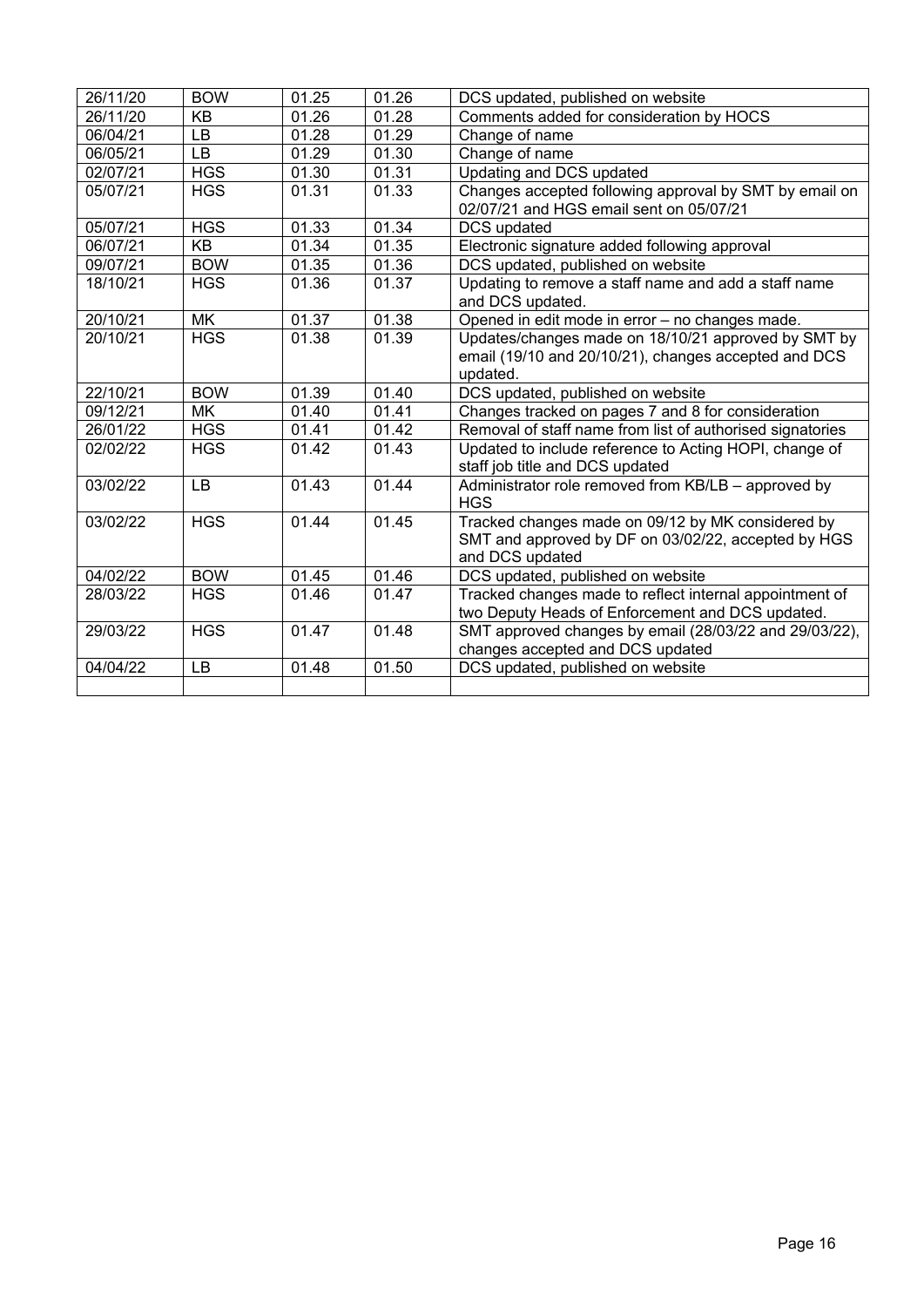| | | | | |
|---|---|---|---|---|
| 26/11/20 | BOW | 01.25 | 01.26 | DCS updated, published on website |
| 26/11/20 | KB | 01.26 | 01.28 | Comments added for consideration by HOCS |
| 06/04/21 | LB | 01.28 | 01.29 | Change of name |
| 06/05/21 | LB | 01.29 | 01.30 | Change of name |
| 02/07/21 | HGS | 01.30 | 01.31 | Updating and DCS updated |
| 05/07/21 | HGS | 01.31 | 01.33 | Changes accepted following approval by SMT by email on 02/07/21 and HGS email sent on 05/07/21 |
| 05/07/21 | HGS | 01.33 | 01.34 | DCS updated |
| 06/07/21 | KB | 01.34 | 01.35 | Electronic signature added following approval |
| 09/07/21 | BOW | 01.35 | 01.36 | DCS updated, published on website |
| 18/10/21 | HGS | 01.36 | 01.37 | Updating to remove a staff name and add a staff name and DCS updated. |
| 20/10/21 | MK | 01.37 | 01.38 | Opened in edit mode in error – no changes made. |
| 20/10/21 | HGS | 01.38 | 01.39 | Updates/changes made on 18/10/21 approved by SMT by email (19/10 and 20/10/21), changes accepted and DCS updated. |
| 22/10/21 | BOW | 01.39 | 01.40 | DCS updated, published on website |
| 09/12/21 | MK | 01.40 | 01.41 | Changes tracked on pages 7 and 8 for consideration |
| 26/01/22 | HGS | 01.41 | 01.42 | Removal of staff name from list of authorised signatories |
| 02/02/22 | HGS | 01.42 | 01.43 | Updated to include reference to Acting HOPI, change of staff job title and DCS updated |
| 03/02/22 | LB | 01.43 | 01.44 | Administrator role removed from KB/LB – approved by HGS |
| 03/02/22 | HGS | 01.44 | 01.45 | Tracked changes made on 09/12 by MK considered by SMT and approved by DF on 03/02/22, accepted by HGS and DCS updated |
| 04/02/22 | BOW | 01.45 | 01.46 | DCS updated, published on website |
| 28/03/22 | HGS | 01.46 | 01.47 | Tracked changes made to reflect internal appointment of two Deputy Heads of Enforcement and DCS updated. |
| 29/03/22 | HGS | 01.47 | 01.48 | SMT approved changes by email (28/03/22 and 29/03/22), changes accepted and DCS updated |
| 04/04/22 | LB | 01.48 | 01.50 | DCS updated, published on website |
| | | | | |